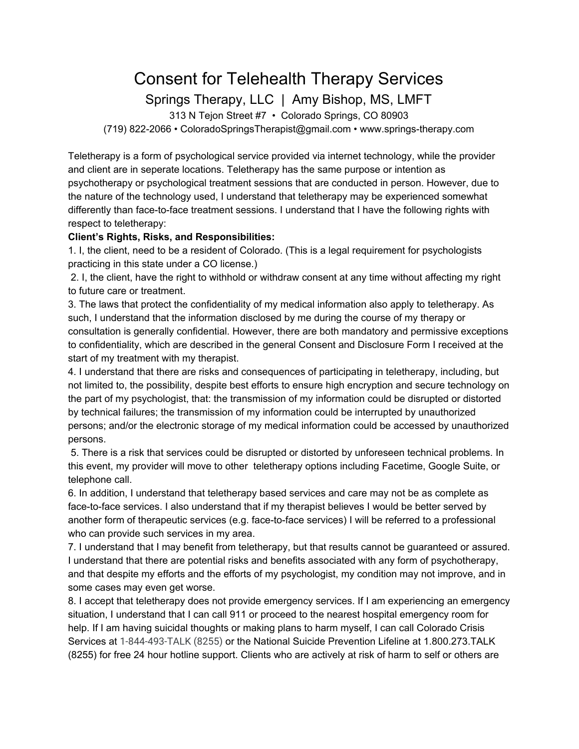# Consent for Telehealth Therapy Services

## Springs Therapy, LLC | Amy Bishop, MS, LMFT

313 N Tejon Street #7 • Colorado Springs, CO 80903

(719) 822-2066 • ColoradoSpringsTherapist@gmail.com • www.springs-therapy.com

Teletherapy is a form of psychological service provided via internet technology, while the provider and client are in seperate locations. Teletherapy has the same purpose or intention as psychotherapy or psychological treatment sessions that are conducted in person. However, due to the nature of the technology used, I understand that teletherapy may be experienced somewhat differently than face-to-face treatment sessions. I understand that I have the following rights with respect to teletherapy:

**Client's Rights, Risks, and Responsibilities:**

1. I, the client, need to be a resident of Colorado. (This is a legal requirement for psychologists practicing in this state under a CO license.)
2. I, the client, have the right to withhold or withdraw consent at any time without affecting my right to future care or treatment.
3. The laws that protect the confidentiality of my medical information also apply to teletherapy. As such, I understand that the information disclosed by me during the course of my therapy or consultation is generally confidential. However, there are both mandatory and permissive exceptions to confidentiality, which are described in the general Consent and Disclosure Form I received at the start of my treatment with my therapist.
4. I understand that there are risks and consequences of participating in teletherapy, including, but not limited to, the possibility, despite best efforts to ensure high encryption and secure technology on the part of my psychologist, that: the transmission of my information could be disrupted or distorted by technical failures; the transmission of my information could be interrupted by unauthorized persons; and/or the electronic storage of my medical information could be accessed by unauthorized persons.
5. There is a risk that services could be disrupted or distorted by unforeseen technical problems. In this event, my provider will move to other teletherapy options including Facetime, Google Suite, or telephone call.
6. In addition, I understand that teletherapy based services and care may not be as complete as face-to-face services. I also understand that if my therapist believes I would be better served by another form of therapeutic services (e.g. face-to-face services) I will be referred to a professional who can provide such services in my area.
7. I understand that I may benefit from teletherapy, but that results cannot be guaranteed or assured. I understand that there are potential risks and benefits associated with any form of psychotherapy, and that despite my efforts and the efforts of my psychologist, my condition may not improve, and in some cases may even get worse.
8. I accept that teletherapy does not provide emergency services. If I am experiencing an emergency situation, I understand that I can call 911 or proceed to the nearest hospital emergency room for help. If I am having suicidal thoughts or making plans to harm myself, I can call Colorado Crisis Services at 1-844-493-TALK (8255) or the National Suicide Prevention Lifeline at 1.800.273.TALK (8255) for free 24 hour hotline support. Clients who are actively at risk of harm to self or others are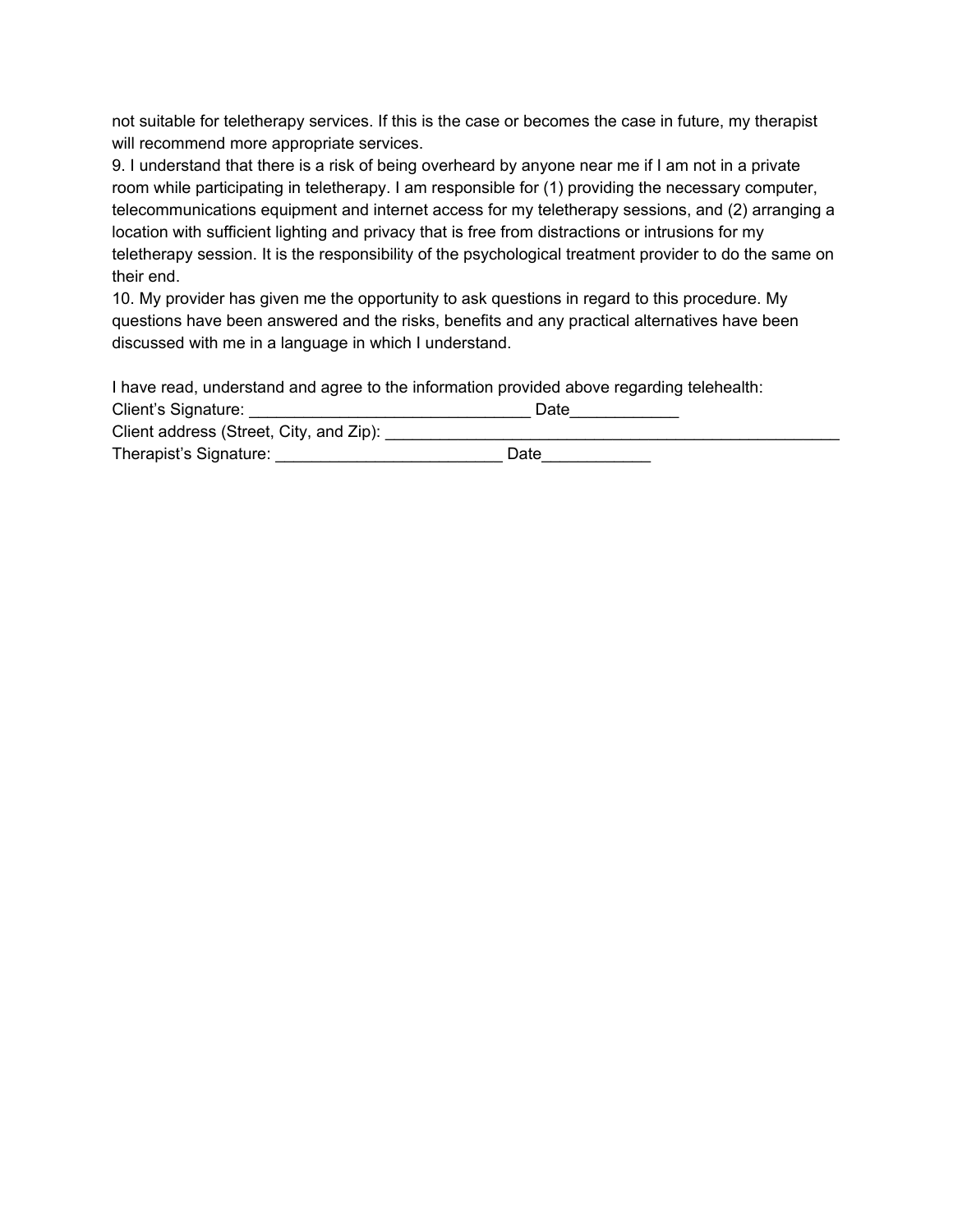not suitable for teletherapy services. If this is the case or becomes the case in future, my therapist will recommend more appropriate services.

9. I understand that there is a risk of being overheard by anyone near me if I am not in a private room while participating in teletherapy. I am responsible for (1) providing the necessary computer, telecommunications equipment and internet access for my teletherapy sessions, and (2) arranging a location with sufficient lighting and privacy that is free from distractions or intrusions for my teletherapy session. It is the responsibility of the psychological treatment provider to do the same on their end.

10. My provider has given me the opportunity to ask questions in regard to this procedure. My questions have been answered and the risks, benefits and any practical alternatives have been discussed with me in a language in which I understand.

I have read, understand and agree to the information provided above regarding telehealth:

Client's Signature: _______________________________ Date____________

Client address (Street, City, and Zip): ___________________________________________________

Therapist's Signature: _________________________ Date____________